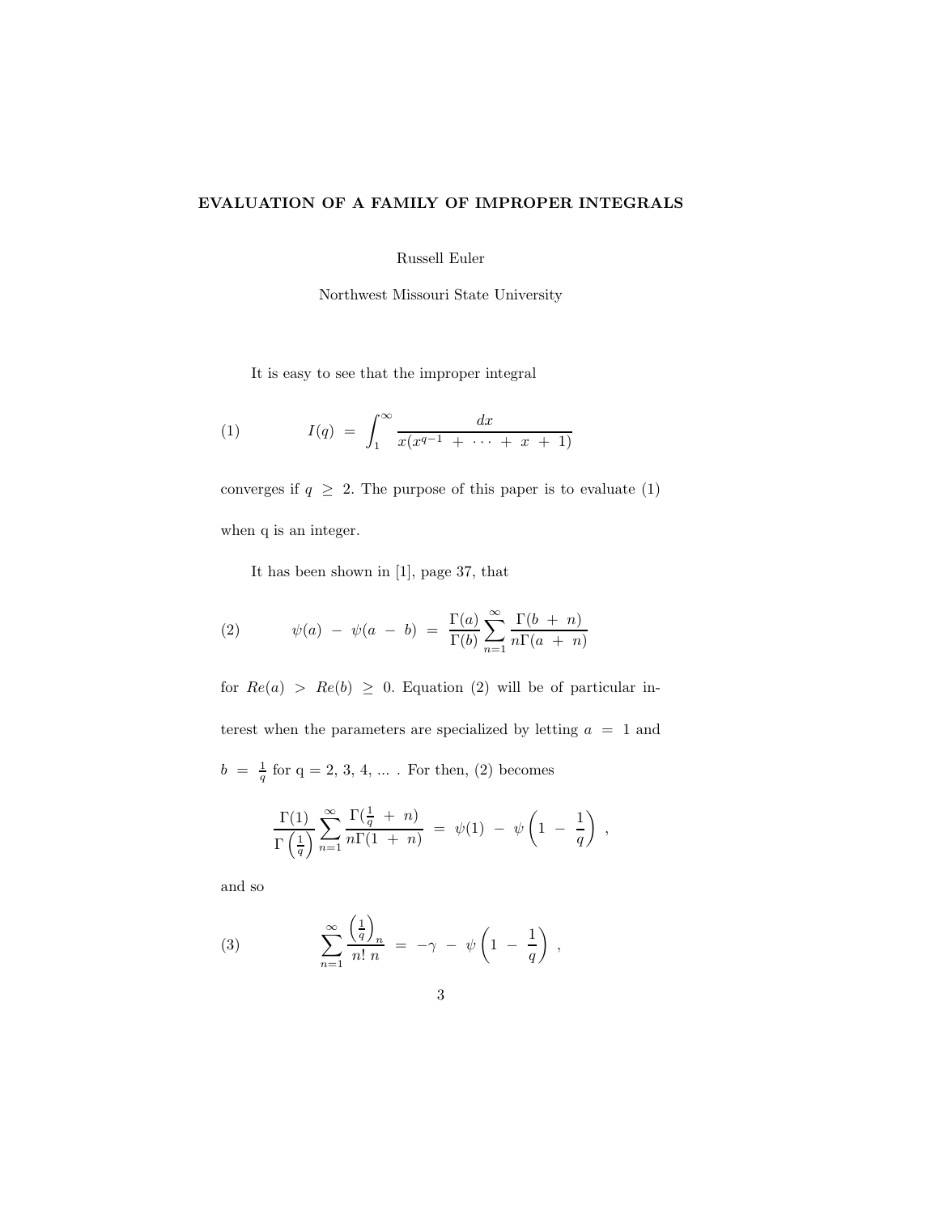# EVALUATION OF A FAMILY OF IMPROPER INTEGRALS

Russell Euler

Northwest Missouri State University

It is easy to see that the improper integral

$$I(q) = \int_1^\infty \frac{dx}{x(x^{q-1} + \cdots + x + 1)} \tag{1}$$

converges if $q \geq 2$. The purpose of this paper is to evaluate (1) when q is an integer.

It has been shown in [1], page 37, that

$$\psi(a) - \psi(a - b) = \frac{\Gamma(a)}{\Gamma(b)} \sum_{n=1}^{\infty} \frac{\Gamma(b + n)}{n\Gamma(a + n)} \tag{2}$$

for $Re(a) > Re(b) \geq 0$. Equation (2) will be of particular interest when the parameters are specialized by letting $a = 1$ and $b = \frac{1}{q}$ for q = 2, 3, 4, ... . For then, (2) becomes

$$\frac{\Gamma(1)}{\Gamma\left(\frac{1}{q}\right)} \sum_{n=1}^{\infty} \frac{\Gamma(\frac{1}{q} + n)}{n\Gamma(1 + n)} = \psi(1) - \psi\left(1 - \frac{1}{q}\right) ,$$

and so

$$\sum_{n=1}^{\infty} \frac{\left(\frac{1}{q}\right)_n}{n!\, n} = -\gamma - \psi\left(1 - \frac{1}{q}\right) , \tag{3}$$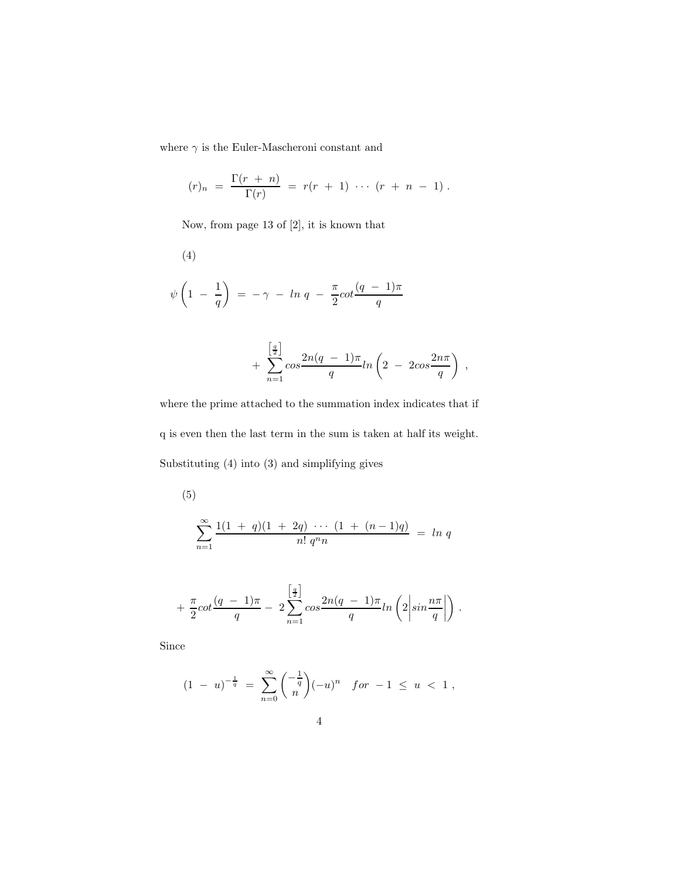where $\gamma$ is the Euler-Mascheroni constant and

$$(r)_n \; = \; \frac{\Gamma(r \; + \; n)}{\Gamma(r)} \; = \; r(r \; + \; 1) \; \cdots \; (r \; + \; n \; - \; 1) \; .$$

Now, from page 13 of [2], it is known that

(4)

$$\psi\left(1 \; - \; \frac{1}{q}\right) \; = \; -\gamma \; - \; ln \; q \; - \; \frac{\pi}{2}cot\frac{(q \; - \; 1)\pi}{q}$$

$$+ \; \sum_{n=1}^{\left[\frac{q}{2}\right]} cos\frac{2n(q \; - \; 1)\pi}{q} ln\left(2 \; - \; 2cos\frac{2n\pi}{q}\right) \; ,$$

where the prime attached to the summation index indicates that if q is even then the last term in the sum is taken at half its weight. Substituting (4) into (3) and simplifying gives

(5)

$$\sum_{n=1}^{\infty} \frac{1(1 \; + \; q)(1 \; + \; 2q) \; \cdots \; (1 \; + \; (n-1)q)}{n! \; q^n n} \; = \; ln \; q$$

$$+ \; \frac{\pi}{2}cot\frac{(q \; - \; 1)\pi}{q} - \; 2\sum_{n=1}^{\left[\frac{q}{2}\right]} cos\frac{2n(q \; - \; 1)\pi}{q} ln\left(2\left|sin\frac{n\pi}{q}\right|\right) \; .$$

Since

$$(1 \; - \; u)^{-\frac{1}{q}} \; = \; \sum_{n=0}^{\infty} \binom{-\frac{1}{q}}{n}(-u)^n \quad for \; -1 \; \leq \; u \; < \; 1 \; ,$$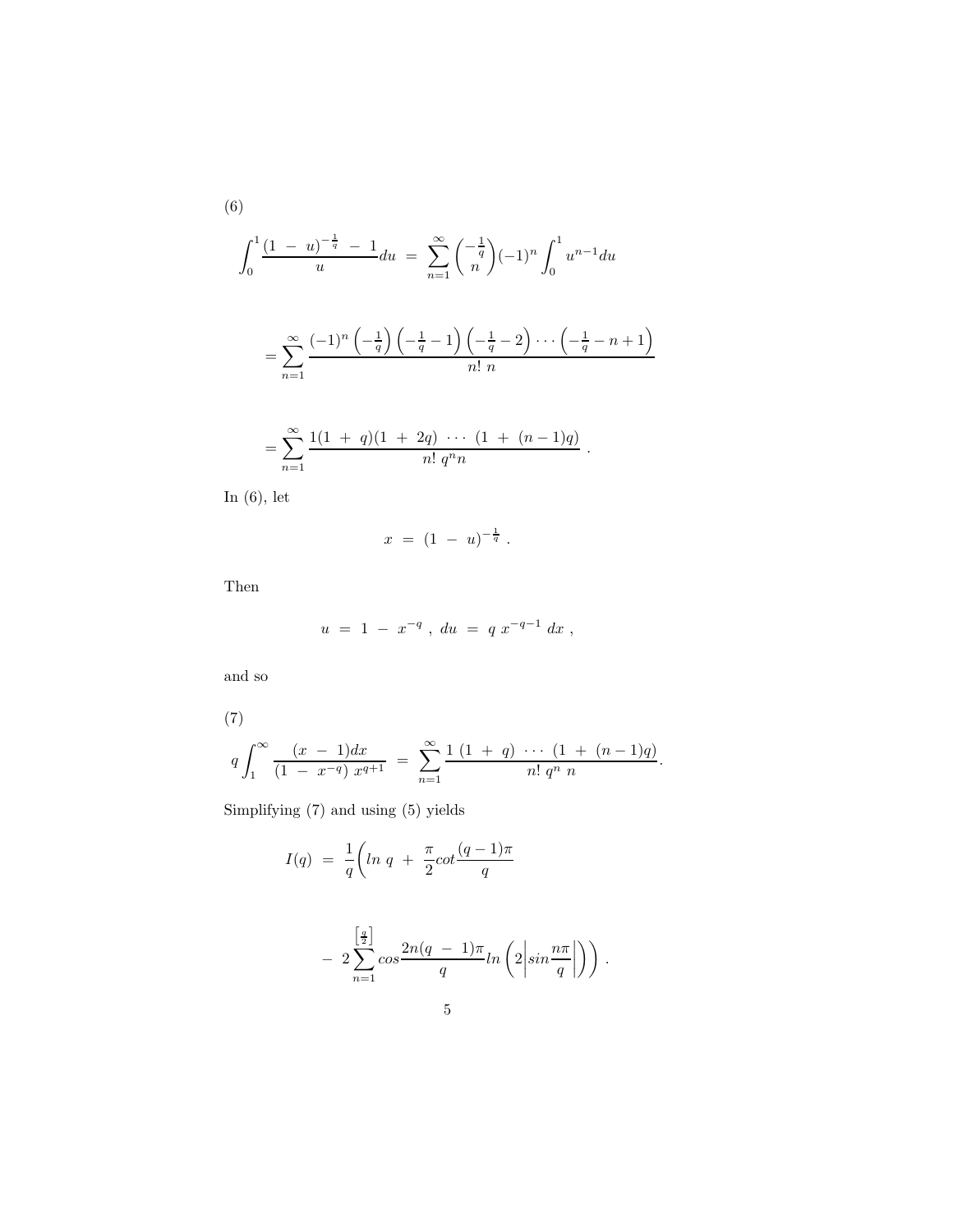(6)

$$\int_0^1 \frac{(1 - u)^{-\frac{1}{q}} - 1}{u} du = \sum_{n=1}^{\infty} \binom{-\frac{1}{q}}{n} (-1)^n \int_0^1 u^{n-1} du$$

$$= \sum_{n=1}^{\infty} \frac{(-1)^n \left(-\frac{1}{q}\right)\left(-\frac{1}{q} - 1\right)\left(-\frac{1}{q} - 2\right) \cdots \left(-\frac{1}{q} - n + 1\right)}{n!\ n}$$

$$= \sum_{n=1}^{\infty} \frac{1(1 + q)(1 + 2q) \cdots (1 + (n-1)q)}{n!\ q^n n} .$$

In (6), let

$$x = (1 - u)^{-\frac{1}{q}} .$$

Then

$$u = 1 - x^{-q} ,\ du = q\ x^{-q-1}\ dx ,$$

and so

(7)

$$q \int_1^{\infty} \frac{(x - 1)dx}{(1 - x^{-q})\ x^{q+1}} = \sum_{n=1}^{\infty} \frac{1\ (1 + q) \cdots (1 + (n-1)q)}{n!\ q^n\ n}.$$

Simplifying (7) and using (5) yields

$$I(q) = \frac{1}{q}\Bigg( ln\ q + \frac{\pi}{2} cot \frac{(q-1)\pi}{q}$$

$$- 2 \sum_{n=1}^{\left[\frac{q}{2}\right]} cos \frac{2n(q - 1)\pi}{q} ln\left(2\left| sin \frac{n\pi}{q} \right|\right)\Bigg) .$$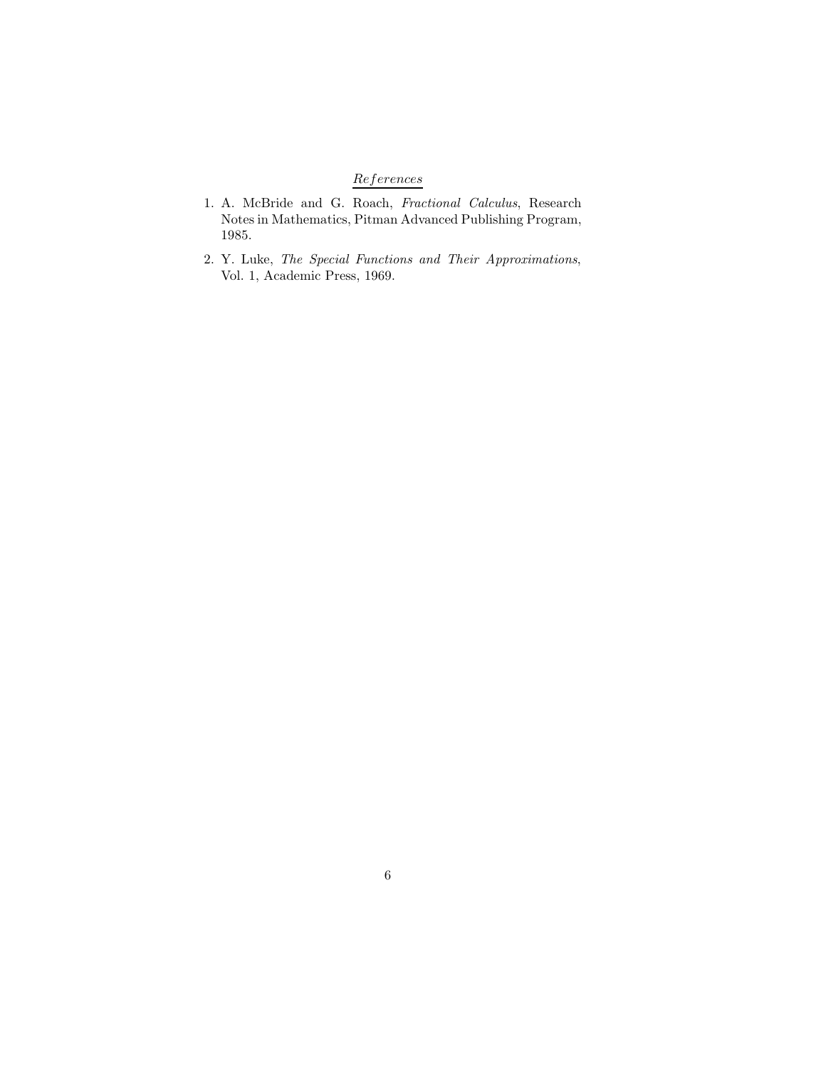## *References*

1. A. McBride and G. Roach, *Fractional Calculus*, Research Notes in Mathematics, Pitman Advanced Publishing Program, 1985.
2. Y. Luke, *The Special Functions and Their Approximations*, Vol. 1, Academic Press, 1969.